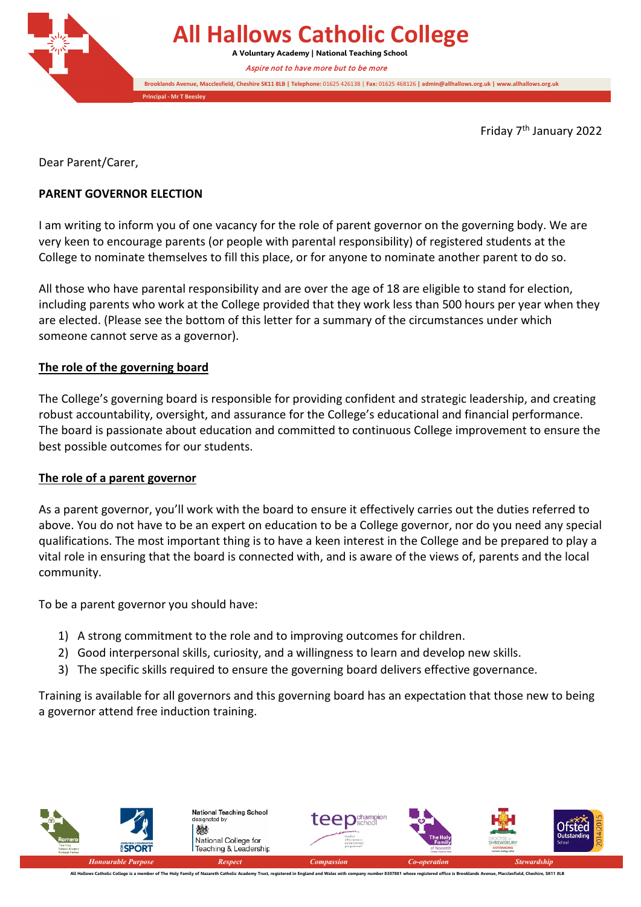# All Hallows Catholic College

**A Voluntary Academy | National Teaching School**

*Aspire not to have more but to be more*

**Brooklands Avenue, Macclesfield, Cheshire SK11 8LB | Telephone:** 01625 426138 | **Fax:** 01625 468126 | **admin@allhallows.org.uk | www.allhallows.org.uk**

**Principal - Mr T Beesley**

Friday 7th January 2022

Dear Parent/Carer,

**PARENT GOVERNOR ELECTION**

I am writing to inform you of one vacancy for the role of parent governor on the governing body. We are very keen to encourage parents (or people with parental responsibility) of registered students at the College to nominate themselves to fill this place, or for anyone to nominate another parent to do so.

All those who have parental responsibility and are over the age of 18 are eligible to stand for election, including parents who work at the College provided that they work less than 500 hours per year when they are elected. (Please see the bottom of this letter for a summary of the circumstances under which someone cannot serve as a governor).

## The role of the governing board

The College's governing board is responsible for providing confident and strategic leadership, and creating robust accountability, oversight, and assurance for the College's educational and financial performance. The board is passionate about education and committed to continuous College improvement to ensure the best possible outcomes for our students.

## The role of a parent governor

As a parent governor, you'll work with the board to ensure it effectively carries out the duties referred to above. You do not have to be an expert on education to be a College governor, nor do you need any special qualifications. The most important thing is to have a keen interest in the College and be prepared to play a vital role in ensuring that the board is connected with, and is aware of the views of, parents and the local community.

To be a parent governor you should have:

1) A strong commitment to the role and to improving outcomes for children.
2) Good interpersonal skills, curiosity, and a willingness to learn and develop new skills.
3) The specific skills required to ensure the governing board delivers effective governance.

Training is available for all governors and this governing board has an expectation that those new to being a governor attend free induction training.

*Honourable Purpose* | *Respect* | *Compassion* | *Co-operation* | *Stewardship*

All Hallows Catholic College is a member of The Holy Family of Nazareth Catholic Academy Trust, registered in England and Wales with company number 8307881 whose registered office is Brooklands Avenue, Macclesfield, Cheshire, SK11 8LB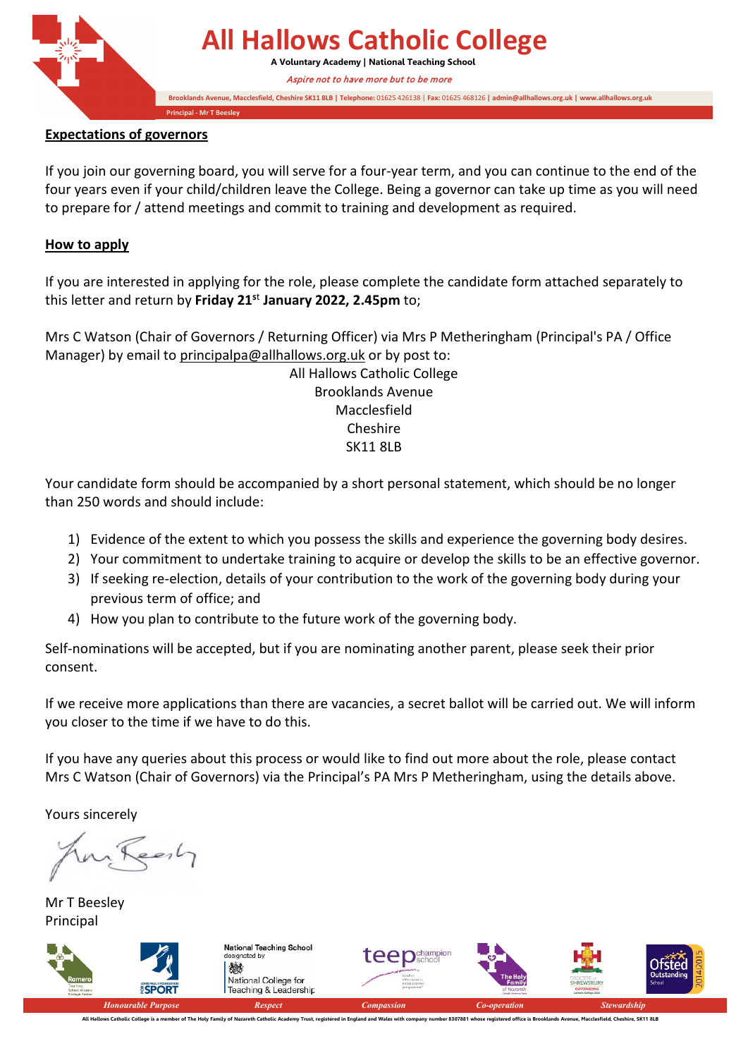## Expectations of governors

If you join our governing board, you will serve for a four-year term, and you can continue to the end of the four years even if your child/children leave the College. Being a governor can take up time as you will need to prepare for / attend meetings and commit to training and development as required.

## How to apply

If you are interested in applying for the role, please complete the candidate form attached separately to this letter and return by **Friday 21st January 2022, 2.45pm** to;

Mrs C Watson (Chair of Governors / Returning Officer) via Mrs P Metheringham (Principal's PA / Office Manager) by email to principalpa@allhallows.org.uk or by post to:

All Hallows Catholic College
Brooklands Avenue
Macclesfield
Cheshire
SK11 8LB

Your candidate form should be accompanied by a short personal statement, which should be no longer than 250 words and should include:

1) Evidence of the extent to which you possess the skills and experience the governing body desires.
2) Your commitment to undertake training to acquire or develop the skills to be an effective governor.
3) If seeking re-election, details of your contribution to the work of the governing body during your previous term of office; and
4) How you plan to contribute to the future work of the governing body.

Self-nominations will be accepted, but if you are nominating another parent, please seek their prior consent.

If we receive more applications than there are vacancies, a secret ballot will be carried out. We will inform you closer to the time if we have to do this.

If you have any queries about this process or would like to find out more about the role, please contact Mrs C Watson (Chair of Governors) via the Principal's PA Mrs P Metheringham, using the details above.

Yours sincerely

Mr T Beesley
Principal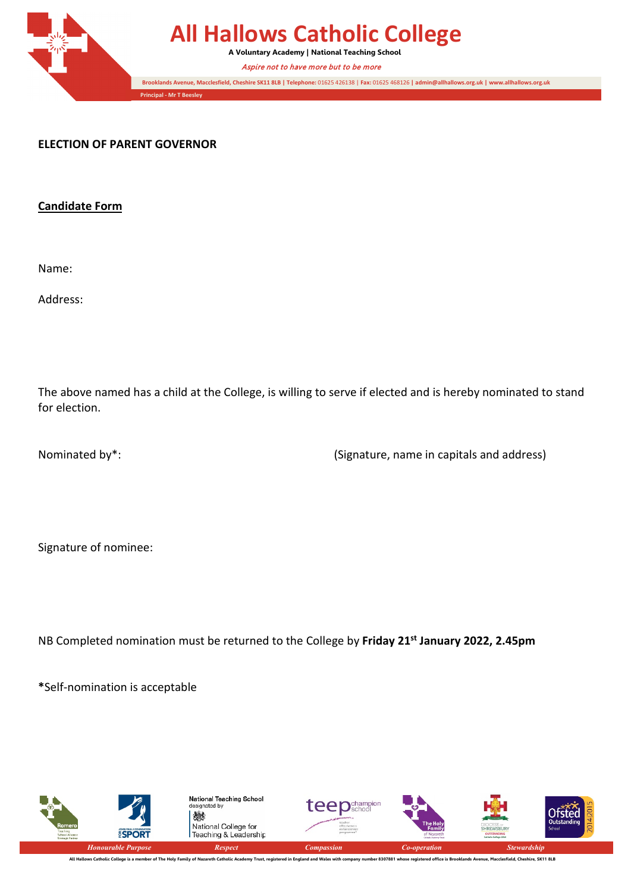# All Hallows Catholic College

**A Voluntary Academy | National Teaching School**

*Aspire not to have more but to be more*

**Brooklands Avenue, Macclesfield, Cheshire SK11 8LB | Telephone:** 01625 426138 | **Fax:** 01625 468126 | **admin@allhallows.org.uk | www.allhallows.org.uk**

**Principal - Mr T Beesley**

## ELECTION OF PARENT GOVERNOR

**Candidate Form**

Name:

Address:

The above named has a child at the College, is willing to serve if elected and is hereby nominated to stand for election.

Nominated by*: (Signature, name in capitals and address)

Signature of nominee:

NB Completed nomination must be returned to the College by **Friday 21st January 2022, 2.45pm**

**\***Self-nomination is acceptable

*Honourable Purpose* *Respect* *Compassion* *Co-operation* *Stewardship*

All Hallows Catholic College is a member of The Holy Family of Nazareth Catholic Academy Trust, registered in England and Wales with company number 8307881 whose registered office is Brooklands Avenue, Macclesfield, Cheshire, SK11 8LB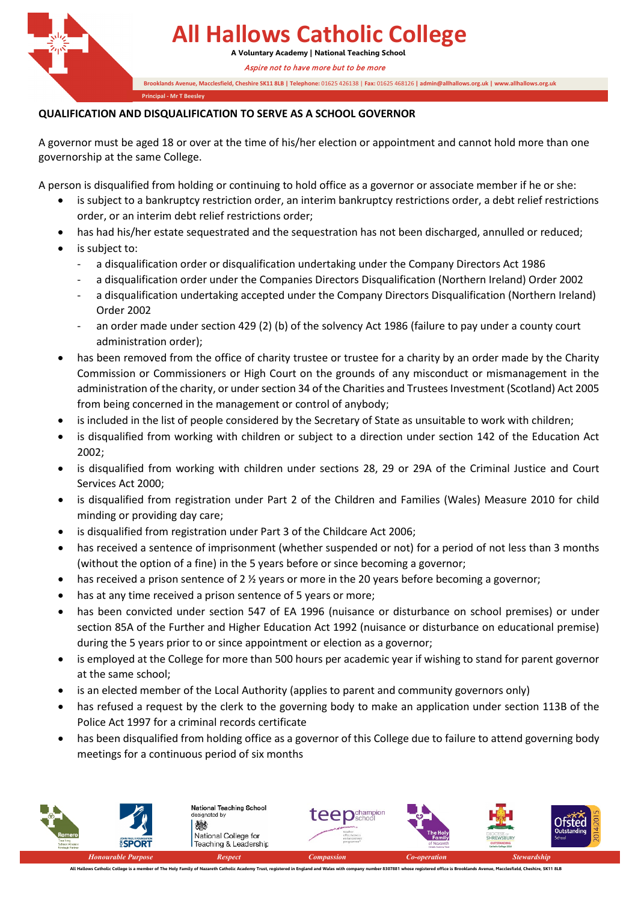## QUALIFICATION AND DISQUALIFICATION TO SERVE AS A SCHOOL GOVERNOR

A governor must be aged 18 or over at the time of his/her election or appointment and cannot hold more than one governorship at the same College.

A person is disqualified from holding or continuing to hold office as a governor or associate member if he or she:

- is subject to a bankruptcy restriction order, an interim bankruptcy restrictions order, a debt relief restrictions order, or an interim debt relief restrictions order;
- has had his/her estate sequestrated and the sequestration has not been discharged, annulled or reduced;
- is subject to:
  - a disqualification order or disqualification undertaking under the Company Directors Act 1986
  - a disqualification order under the Companies Directors Disqualification (Northern Ireland) Order 2002
  - a disqualification undertaking accepted under the Company Directors Disqualification (Northern Ireland) Order 2002
  - an order made under section 429 (2) (b) of the solvency Act 1986 (failure to pay under a county court administration order);
- has been removed from the office of charity trustee or trustee for a charity by an order made by the Charity Commission or Commissioners or High Court on the grounds of any misconduct or mismanagement in the administration of the charity, or under section 34 of the Charities and Trustees Investment (Scotland) Act 2005 from being concerned in the management or control of anybody;
- is included in the list of people considered by the Secretary of State as unsuitable to work with children;
- is disqualified from working with children or subject to a direction under section 142 of the Education Act 2002;
- is disqualified from working with children under sections 28, 29 or 29A of the Criminal Justice and Court Services Act 2000;
- is disqualified from registration under Part 2 of the Children and Families (Wales) Measure 2010 for child minding or providing day care;
- is disqualified from registration under Part 3 of the Childcare Act 2006;
- has received a sentence of imprisonment (whether suspended or not) for a period of not less than 3 months (without the option of a fine) in the 5 years before or since becoming a governor;
- has received a prison sentence of 2 ½ years or more in the 20 years before becoming a governor;
- has at any time received a prison sentence of 5 years or more;
- has been convicted under section 547 of EA 1996 (nuisance or disturbance on school premises) or under section 85A of the Further and Higher Education Act 1992 (nuisance or disturbance on educational premise) during the 5 years prior to or since appointment or election as a governor;
- is employed at the College for more than 500 hours per academic year if wishing to stand for parent governor at the same school;
- is an elected member of the Local Authority (applies to parent and community governors only)
- has refused a request by the clerk to the governing body to make an application under section 113B of the Police Act 1997 for a criminal records certificate
- has been disqualified from holding office as a governor of this College due to failure to attend governing body meetings for a continuous period of six months